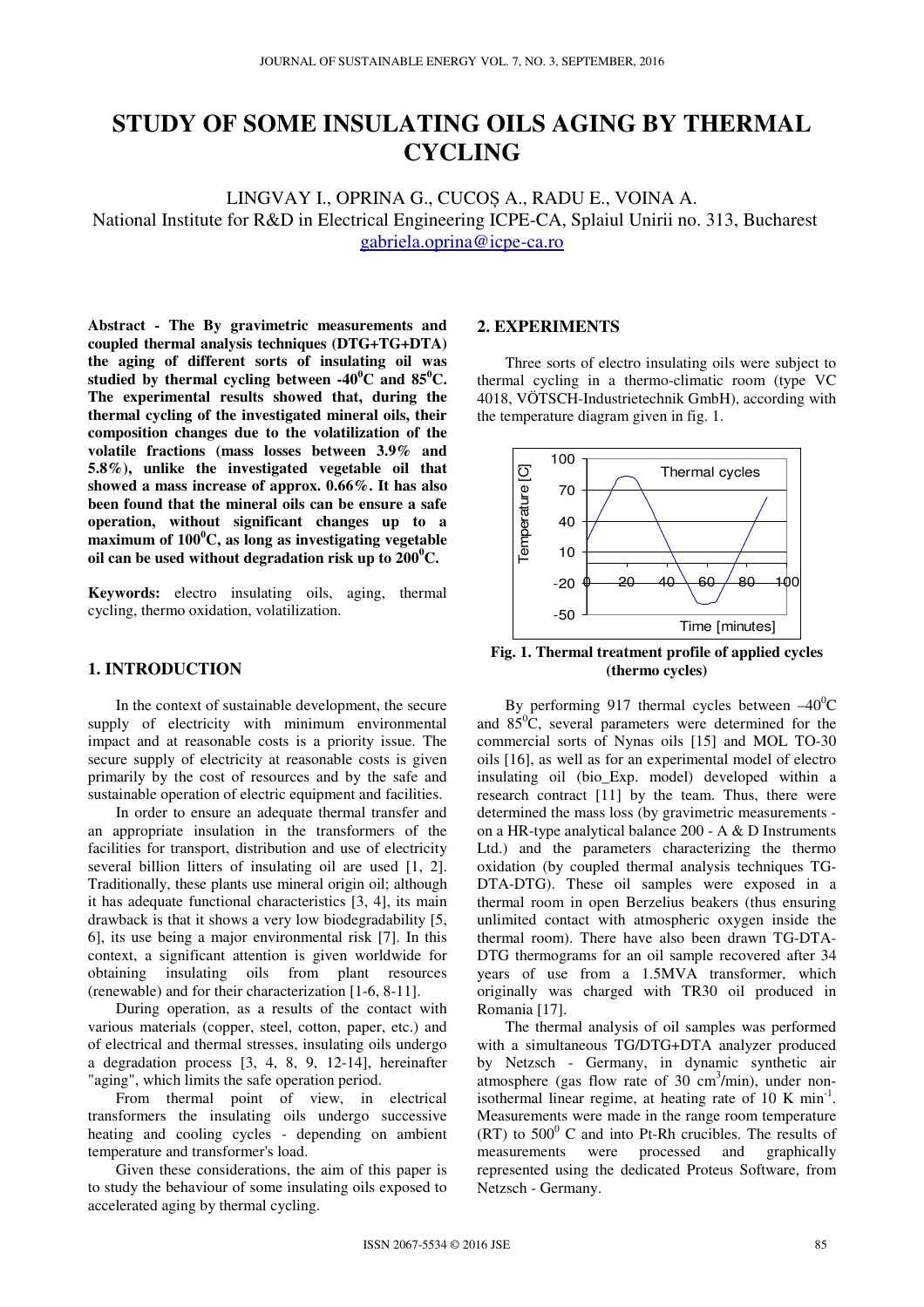# STUDY OF SOME INSULATING OILS AGING BY THERMAL CYCLING

LINGVAY I., OPRINA G., CUCOȘ A., RADU E., VOINA A.
National Institute for R&D in Electrical Engineering ICPE-CA, Splaiul Unirii no. 313, Bucharest
gabriela.oprina@icpe-ca.ro

**Abstract - The By gravimetric measurements and coupled thermal analysis techniques (DTG+TG+DTA) the aging of different sorts of insulating oil was studied by thermal cycling between -40$^0$C and 85$^0$C. The experimental results showed that, during the thermal cycling of the investigated mineral oils, their composition changes due to the volatilization of the volatile fractions (mass losses between 3.9% and 5.8%), unlike the investigated vegetable oil that showed a mass increase of approx. 0.66%. It has also been found that the mineral oils can be ensure a safe operation, without significant changes up to a maximum of 100$^0$C, as long as investigating vegetable oil can be used without degradation risk up to 200$^0$C.**

**Keywords:** electro insulating oils, aging, thermal cycling, thermo oxidation, volatilization.

## 1. INTRODUCTION

In the context of sustainable development, the secure supply of electricity with minimum environmental impact and at reasonable costs is a priority issue. The secure supply of electricity at reasonable costs is given primarily by the cost of resources and by the safe and sustainable operation of electric equipment and facilities.

In order to ensure an adequate thermal transfer and an appropriate insulation in the transformers of the facilities for transport, distribution and use of electricity several billion litters of insulating oil are used [1, 2]. Traditionally, these plants use mineral origin oil; although it has adequate functional characteristics [3, 4], its main drawback is that it shows a very low biodegradability [5, 6], its use being a major environmental risk [7]. In this context, a significant attention is given worldwide for obtaining insulating oils from plant resources (renewable) and for their characterization [1-6, 8-11].

During operation, as a results of the contact with various materials (copper, steel, cotton, paper, etc.) and of electrical and thermal stresses, insulating oils undergo a degradation process [3, 4, 8, 9, 12-14], hereinafter "aging", which limits the safe operation period.

From thermal point of view, in electrical transformers the insulating oils undergo successive heating and cooling cycles - depending on ambient temperature and transformer's load.

Given these considerations, the aim of this paper is to study the behaviour of some insulating oils exposed to accelerated aging by thermal cycling.

## 2. EXPERIMENTS

Three sorts of electro insulating oils were subject to thermal cycling in a thermo-climatic room (type VC 4018, VÖTSCH-Industrietechnik GmbH), according with the temperature diagram given in fig. 1.

**Fig. 1. Thermal treatment profile of applied cycles (thermo cycles)**

By performing 917 thermal cycles between –40$^0$C and 85$^0$C, several parameters were determined for the commercial sorts of Nynas oils [15] and MOL TO-30 oils [16], as well as for an experimental model of electro insulating oil (bio_Exp. model) developed within a research contract [11] by the team. Thus, there were determined the mass loss (by gravimetric measurements - on a HR-type analytical balance 200 - A & D Instruments Ltd.) and the parameters characterizing the thermo oxidation (by coupled thermal analysis techniques TG-DTA-DTG). These oil samples were exposed in a thermal room in open Berzelius beakers (thus ensuring unlimited contact with atmospheric oxygen inside the thermal room). There have also been drawn TG-DTA-DTG thermograms for an oil sample recovered after 34 years of use from a 1.5MVA transformer, which originally was charged with TR30 oil produced in Romania [17].

The thermal analysis of oil samples was performed with a simultaneous TG/DTG+DTA analyzer produced by Netzsch - Germany, in dynamic synthetic air atmosphere (gas flow rate of 30 cm$^3$/min), under non-isothermal linear regime, at heating rate of 10 K min$^{-1}$. Measurements were made in the range room temperature (RT) to 500$^0$ C and into Pt-Rh crucibles. The results of measurements were processed and graphically represented using the dedicated Proteus Software, from Netzsch - Germany.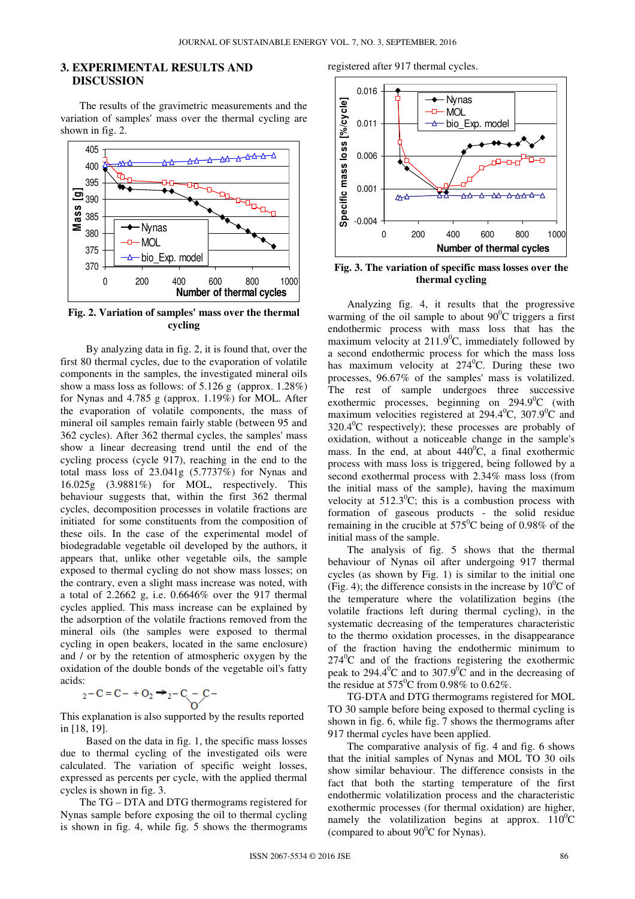## 3. EXPERIMENTAL RESULTS AND DISCUSSION

The results of the gravimetric measurements and the variation of samples' mass over the thermal cycling are shown in fig. 2.

Fig. 2. Variation of samples' mass over the thermal cycling

By analyzing data in fig. 2, it is found that, over the first 80 thermal cycles, due to the evaporation of volatile components in the samples, the investigated mineral oils show a mass loss as follows: of 5.126 g (approx. 1.28%) for Nynas and 4.785 g (approx. 1.19%) for MOL. After the evaporation of volatile components, the mass of mineral oil samples remain fairly stable (between 95 and 362 cycles). After 362 thermal cycles, the samples' mass show a linear decreasing trend until the end of the cycling process (cycle 917), reaching in the end to the total mass loss of 23.041g (5.7737%) for Nynas and 16.025g (3.9881%) for MOL, respectively. This behaviour suggests that, within the first 362 thermal cycles, decomposition processes in volatile fractions are initiated for some constituents from the composition of these oils. In the case of the experimental model of biodegradable vegetable oil developed by the authors, it appears that, unlike other vegetable oils, the sample exposed to thermal cycling do not show mass losses; on the contrary, even a slight mass increase was noted, with a total of 2.2662 g, i.e. 0.6646% over the 917 thermal cycles applied. This mass increase can be explained by the adsorption of the volatile fractions removed from the mineral oils (the samples were exposed to thermal cycling in open beakers, located in the same enclosure) and / or by the retention of atmospheric oxygen by the oxidation of the double bonds of the vegetable oil's fatty acids:

$$2-C=C-+O_2 \rightarrow 2-\underset{O}{C-C}-$$

This explanation is also supported by the results reported in [18, 19].

Based on the data in fig. 1, the specific mass losses due to thermal cycling of the investigated oils were calculated. The variation of specific weight losses, expressed as percents per cycle, with the applied thermal cycles is shown in fig. 3.

The TG – DTA and DTG thermograms registered for Nynas sample before exposing the oil to thermal cycling is shown in fig. 4, while fig. 5 shows the thermograms registered after 917 thermal cycles.

Fig. 3. The variation of specific mass losses over the thermal cycling

Analyzing fig. 4, it results that the progressive warming of the oil sample to about 90°C triggers a first endothermic process with mass loss that has the maximum velocity at 211.9°C, immediately followed by a second endothermic process for which the mass loss has maximum velocity at 274°C. During these two processes, 96.67% of the samples' mass is volatilized. The rest of sample undergoes three successive exothermic processes, beginning on 294.9°C (with maximum velocities registered at 294.4°C, 307.9°C and 320.4°C respectively); these processes are probably of oxidation, without a noticeable change in the sample's mass. In the end, at about 440°C, a final exothermic process with mass loss is triggered, being followed by a second exothermal process with 2.34% mass loss (from the initial mass of the sample), having the maximum velocity at 512.3°C; this is a combustion process with formation of gaseous products - the solid residue remaining in the crucible at 575°C being of 0.98% of the initial mass of the sample.

The analysis of fig. 5 shows that the thermal behaviour of Nynas oil after undergoing 917 thermal cycles (as shown by Fig. 1) is similar to the initial one (Fig. 4); the difference consists in the increase by 10°C of the temperature where the volatilization begins (the volatile fractions left during thermal cycling), in the systematic decreasing of the temperatures characteristic to the thermo oxidation processes, in the disappearance of the fraction having the endothermic minimum to 274°C and of the fractions registering the exothermic peak to 294.4°C and to 307.9°C and in the decreasing of the residue at 575°C from 0.98% to 0.62%.

TG-DTA and DTG thermograms registered for MOL TO 30 sample before being exposed to thermal cycling is shown in fig. 6, while fig. 7 shows the thermograms after 917 thermal cycles have been applied.

The comparative analysis of fig. 4 and fig. 6 shows that the initial samples of Nynas and MOL TO 30 oils show similar behaviour. The difference consists in the fact that both the starting temperature of the first endothermic volatilization process and the characteristic exothermic processes (for thermal oxidation) are higher, namely the volatilization begins at approx. 110°C (compared to about 90°C for Nynas).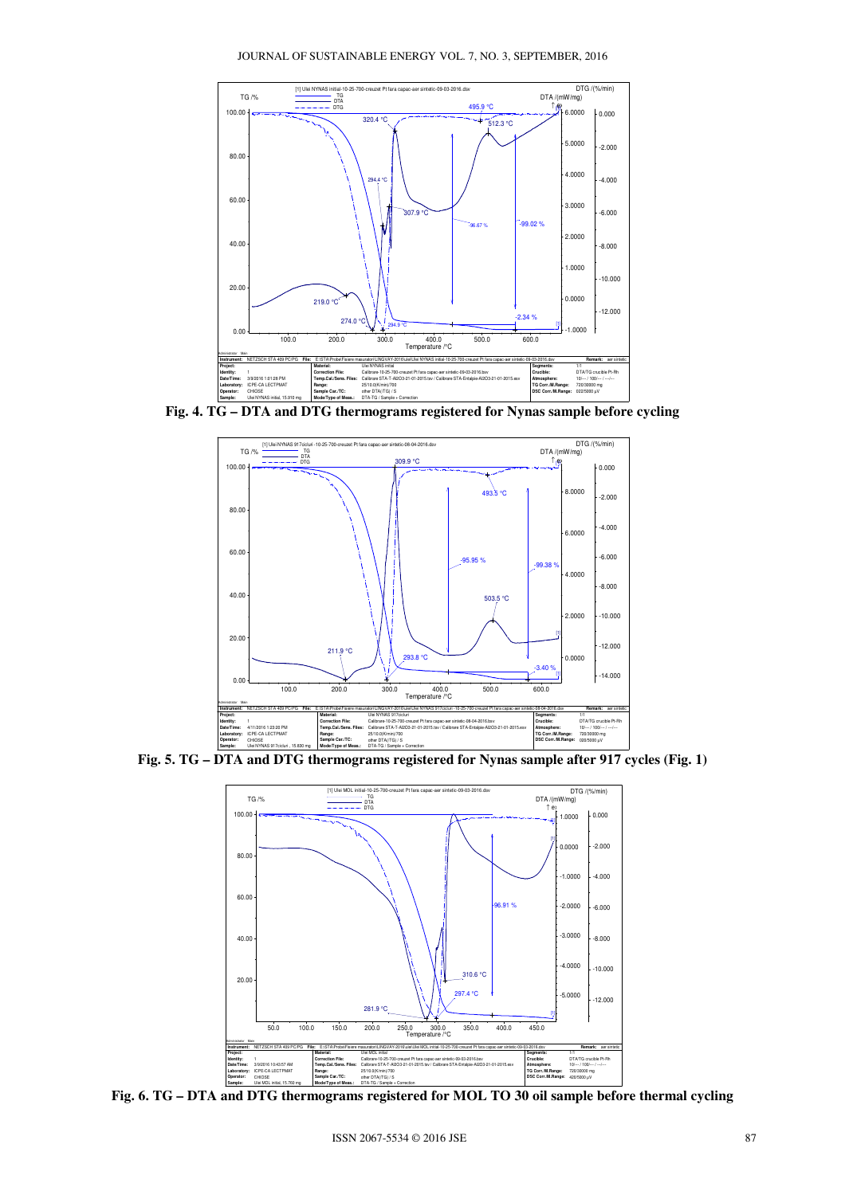Fig. 4. TG – DTA and DTG thermograms registered for Nynas sample before cycling

Fig. 5. TG – DTA and DTG thermograms registered for Nynas sample after 917 cycles (Fig. 1)

Fig. 6. TG – DTA and DTG thermograms registered for MOL TO 30 oil sample before thermal cycling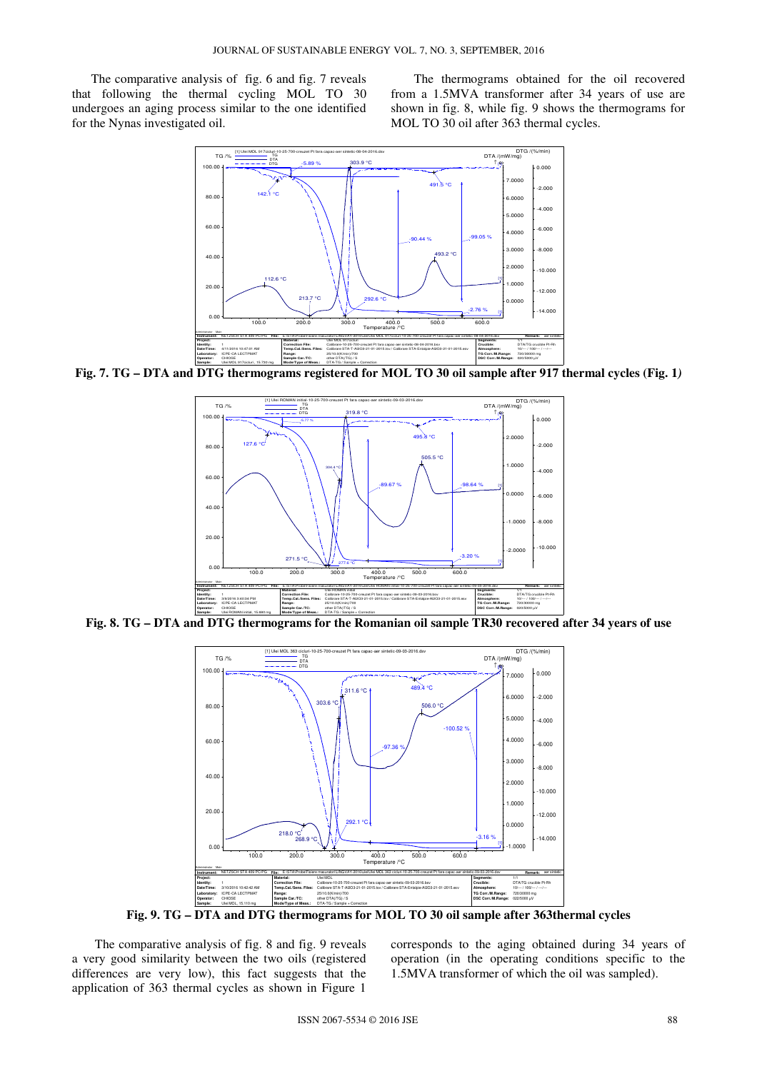The comparative analysis of fig. 6 and fig. 7 reveals that following the thermal cycling MOL TO 30 undergoes an aging process similar to the one identified for the Nynas investigated oil.

The thermograms obtained for the oil recovered from a 1.5MVA transformer after 34 years of use are shown in fig. 8, while fig. 9 shows the thermograms for MOL TO 30 oil after 363 thermal cycles.

**Fig. 7. TG – DTA and DTG thermograms registered for MOL TO 30 oil sample after 917 thermal cycles (Fig. 1)**

**Fig. 8. TG – DTA and DTG thermograms for the Romanian oil sample TR30 recovered after 34 years of use**

**Fig. 9. TG – DTA and DTG thermograms for MOL TO 30 oil sample after 363thermal cycles**

The comparative analysis of fig. 8 and fig. 9 reveals a very good similarity between the two oils (registered differences are very low), this fact suggests that the application of 363 thermal cycles as shown in Figure 1 corresponds to the aging obtained during 34 years of operation (in the operating conditions specific to the 1.5MVA transformer of which the oil was sampled).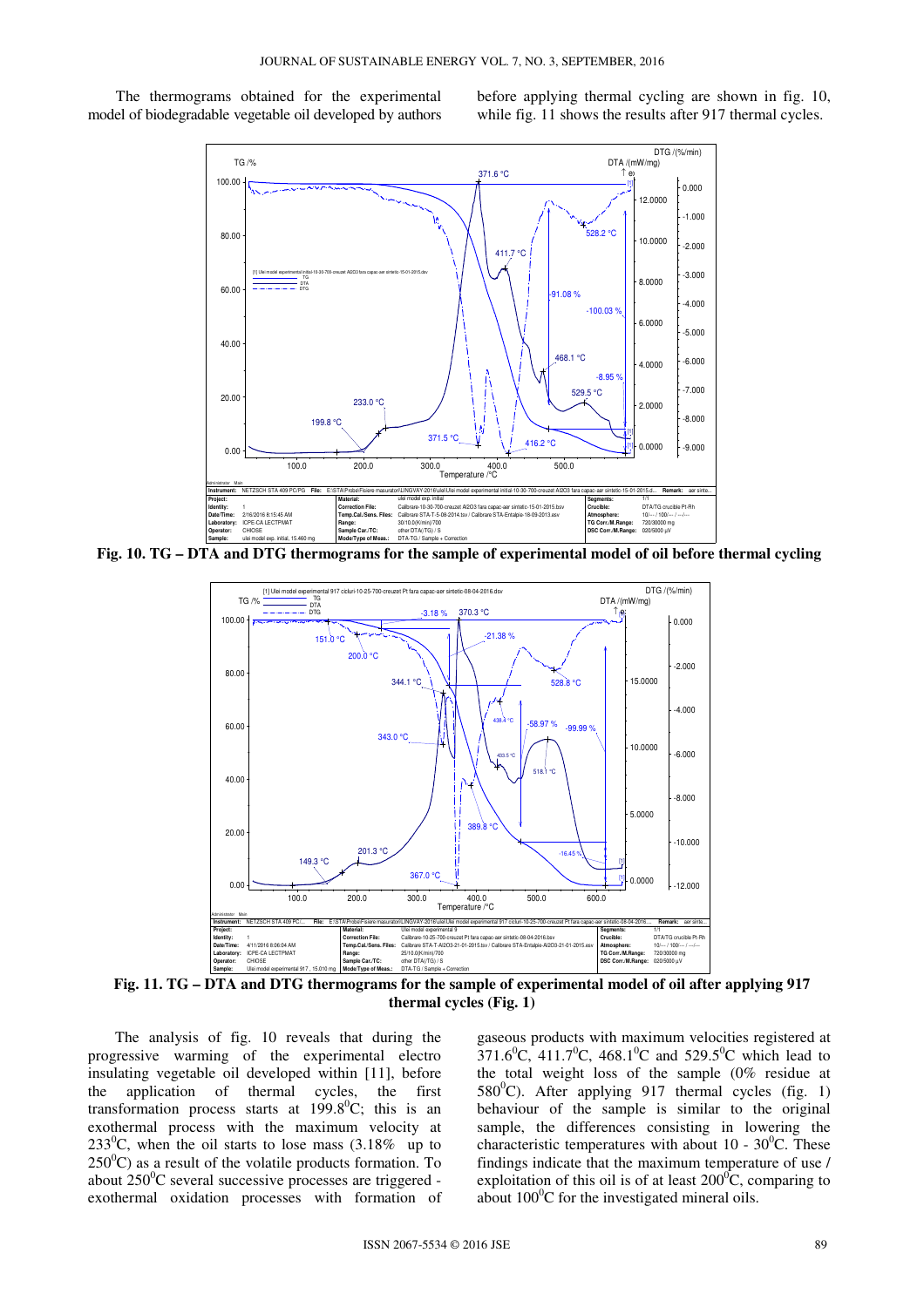The thermograms obtained for the experimental model of biodegradable vegetable oil developed by authors before applying thermal cycling are shown in fig. 10, while fig. 11 shows the results after 917 thermal cycles.

**Fig. 10. TG – DTA and DTG thermograms for the sample of experimental model of oil before thermal cycling**

**Fig. 11. TG – DTA and DTG thermograms for the sample of experimental model of oil after applying 917 thermal cycles (Fig. 1)**

The analysis of fig. 10 reveals that during the progressive warming of the experimental electro insulating vegetable oil developed within [11], before the application of thermal cycles, the first transformation process starts at 199.8$^0$C; this is an exothermal process with the maximum velocity at 233$^0$C, when the oil starts to lose mass (3.18% up to 250$^0$C) as a result of the volatile products formation. To about 250$^0$C several successive processes are triggered - exothermal oxidation processes with formation of gaseous products with maximum velocities registered at 371.6$^0$C, 411.7$^0$C, 468.1$^0$C and 529.5$^0$C which lead to the total weight loss of the sample (0% residue at 580$^0$C). After applying 917 thermal cycles (fig. 1) behaviour of the sample is similar to the original sample, the differences consisting in lowering the characteristic temperatures with about 10 - 30$^0$C. These findings indicate that the maximum temperature of use / exploitation of this oil is of at least 200$^0$C, comparing to about 100$^0$C for the investigated mineral oils.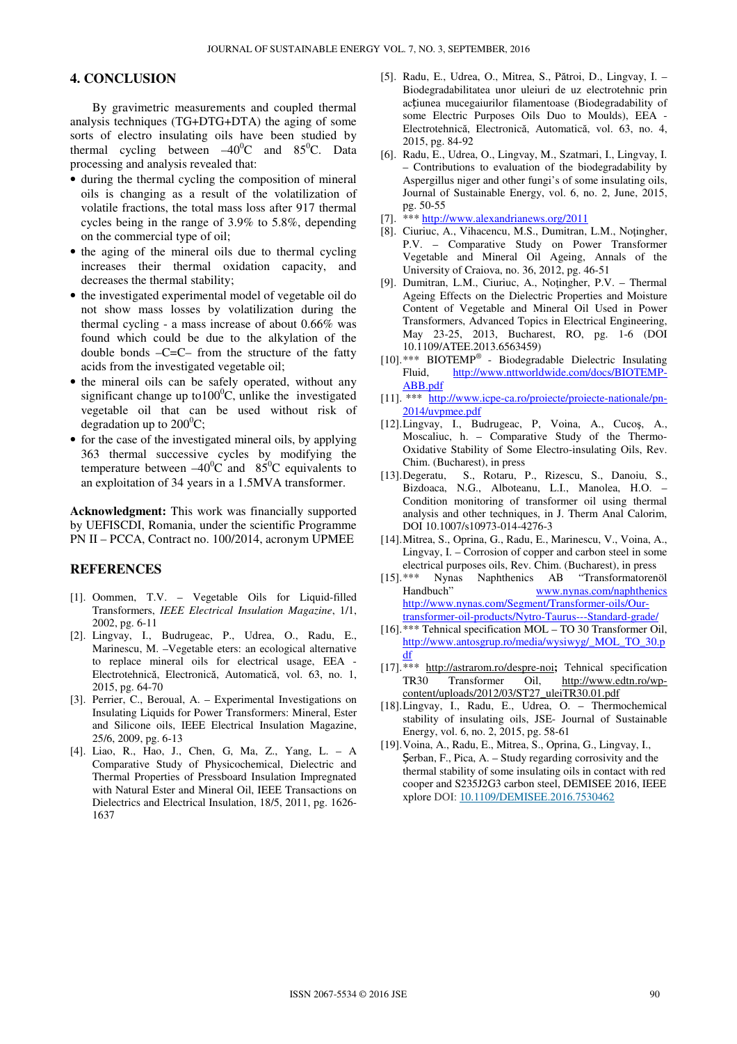## 4. CONCLUSION

By gravimetric measurements and coupled thermal analysis techniques (TG+DTG+DTA) the aging of some sorts of electro insulating oils have been studied by thermal cycling between $-40^0$C and $85^0$C. Data processing and analysis revealed that:

- during the thermal cycling the composition of mineral oils is changing as a result of the volatilization of volatile fractions, the total mass loss after 917 thermal cycles being in the range of 3.9% to 5.8%, depending on the commercial type of oil;
- the aging of the mineral oils due to thermal cycling increases their thermal oxidation capacity, and decreases the thermal stability;
- the investigated experimental model of vegetable oil do not show mass losses by volatilization during the thermal cycling - a mass increase of about 0.66% was found which could be due to the alkylation of the double bonds –C=C– from the structure of the fatty acids from the investigated vegetable oil;
- the mineral oils can be safely operated, without any significant change up to$100^0$C, unlike the investigated vegetable oil that can be used without risk of degradation up to $200^0$C;
- for the case of the investigated mineral oils, by applying 363 thermal successive cycles by modifying the temperature between $-40^0$C and $85^0$C equivalents to an exploitation of 34 years in a 1.5MVA transformer.

**Acknowledgment:** This work was financially supported by UEFISCDI, Romania, under the scientific Programme PN II – PCCA, Contract no. 100/2014, acronym UPMEE

## REFERENCES

[1]. Oommen, T.V. – Vegetable Oils for Liquid-filled Transformers, *IEEE Electrical Insulation Magazine*, 1/1, 2002, pg. 6-11

[2]. Lingvay, I., Budrugeac, P., Udrea, O., Radu, E., Marinescu, M. –Vegetable eters: an ecological alternative to replace mineral oils for electrical usage, EEA - Electrotehnică, Electronică, Automatică, vol. 63, no. 1, 2015, pg. 64-70

[3]. Perrier, C., Beroual, A. – Experimental Investigations on Insulating Liquids for Power Transformers: Mineral, Ester and Silicone oils, IEEE Electrical Insulation Magazine, 25/6, 2009, pg. 6-13

[4]. Liao, R., Hao, J., Chen, G, Ma, Z., Yang, L. – A Comparative Study of Physicochemical, Dielectric and Thermal Properties of Pressboard Insulation Impregnated with Natural Ester and Mineral Oil, IEEE Transactions on Dielectrics and Electrical Insulation, 18/5, 2011, pg. 1626-1637

[5]. Radu, E., Udrea, O., Mitrea, S., Pătroi, D., Lingvay, I. – Biodegradabilitatea unor uleiuri de uz electrotehnic prin acțiunea mucegaiurilor filamentoase (Biodegradability of some Electric Purposes Oils Duo to Moulds), EEA - Electrotehnică, Electronică, Automatică, vol. 63, no. 4, 2015, pg. 84-92

[6]. Radu, E., Udrea, O., Lingvay, M., Szatmari, I., Lingvay, I. – Contributions to evaluation of the biodegradability by Aspergillus niger and other fungi's of some insulating oils, Journal of Sustainable Energy, vol. 6, no. 2, June, 2015, pg. 50-55

[7]. *** http://www.alexandrianews.org/2011

[8]. Ciuriuc, A., Vihacencu, M.S., Dumitran, L.M., Noțingher, P.V. – Comparative Study on Power Transformer Vegetable and Mineral Oil Ageing, Annals of the University of Craiova, no. 36, 2012, pg. 46-51

[9]. Dumitran, L.M., Ciuriuc, A., Noțingher, P.V. – Thermal Ageing Effects on the Dielectric Properties and Moisture Content of Vegetable and Mineral Oil Used in Power Transformers, Advanced Topics in Electrical Engineering, May 23-25, 2013, Bucharest, RO, pg. 1-6 (DOI 10.1109/ATEE.2013.6563459)

[10]. *** BIOTEMP® - Biodegradable Dielectric Insulating Fluid, http://www.nttworldwide.com/docs/BIOTEMP-ABB.pdf

[11]. *** http://www.icpe-ca.ro/proiecte/proiecte-nationale/pn-2014/uvpmee.pdf

[12]. Lingvay, I., Budrugeac, P, Voina, A., Cucoș, A., Moscaliuc, h. – Comparative Study of the Thermo-Oxidative Stability of Some Electro-insulating Oils, Rev. Chim. (Bucharest), in press

[13]. Degeratu, S., Rotaru, P., Rizescu, S., Danoiu, S., Bizdoaca, N.G., Alboteanu, L.I., Manolea, H.O. – Condition monitoring of transformer oil using thermal analysis and other techniques, in J. Therm Anal Calorim, DOI 10.1007/s10973-014-4276-3

[14]. Mitrea, S., Oprina, G., Radu, E., Marinescu, V., Voina, A., Lingvay, I. – Corrosion of copper and carbon steel in some electrical purposes oils, Rev. Chim. (Bucharest), in press

[15]. *** Nynas Naphthenics AB "Transformatorenöl Handbuch" www.nynas.com/naphthenics http://www.nynas.com/Segment/Transformer-oils/Our-transformer-oil-products/Nytro-Taurus---Standard-grade/

[16]. *** Tehnical specification MOL – TO 30 Transformer Oil, http://www.antosgrup.ro/media/wysiwyg/_MOL_TO_30.pdf

[17]. *** http://astrarom.ro/despre-noi; Tehnical specification TR30 Transformer Oil, http://www.edtn.ro/wp-content/uploads/2012/03/ST27_uleiTR30.01.pdf

[18]. Lingvay, I., Radu, E., Udrea, O. – Thermochemical stability of insulating oils, JSE- Journal of Sustainable Energy, vol. 6, no. 2, 2015, pg. 58-61

[19]. Voina, A., Radu, E., Mitrea, S., Oprina, G., Lingvay, I., Șerban, F., Pica, A. – Study regarding corrosivity and the thermal stability of some insulating oils in contact with red cooper and S235J2G3 carbon steel, DEMISEE 2016, IEEE xplore DOI: 10.1109/DEMISEE.2016.7530462